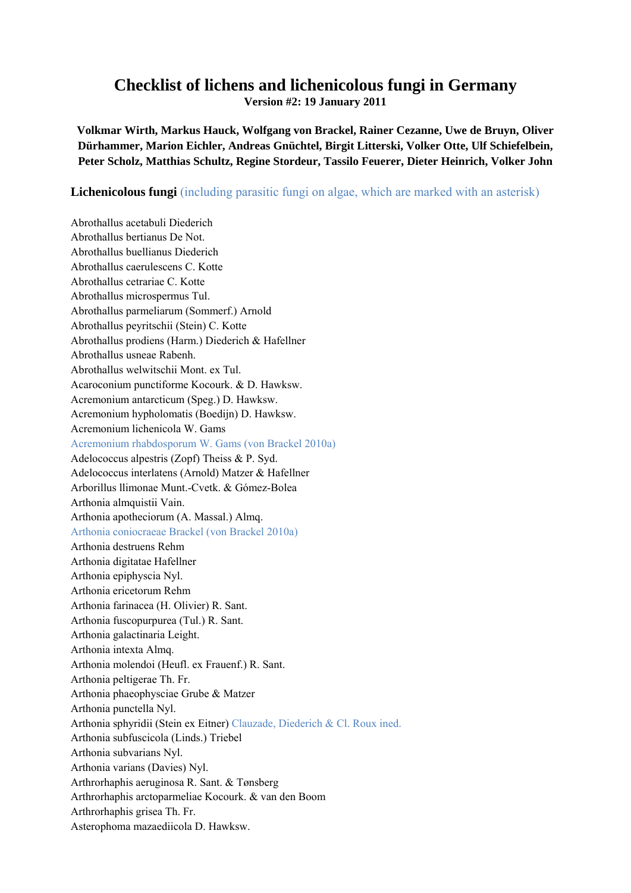# Checklist of lichens and lichenicolous fungi in Germany

**Version #2: 19 January 2011**

**Volkmar Wirth, Markus Hauck, Wolfgang von Brackel, Rainer Cezanne, Uwe de Bruyn, Oliver Dürhammer, Marion Eichler, Andreas Gnüchtel, Birgit Litterski, Volker Otte, Ulf Schiefelbein, Peter Scholz, Matthias Schultz, Regine Stordeur, Tassilo Feuerer, Dieter Heinrich, Volker John**

## Lichenicolous fungi (including parasitic fungi on algae, which are marked with an asterisk)

Abrothallus acetabuli Diederich
Abrothallus bertianus De Not.
Abrothallus buellianus Diederich
Abrothallus caerulescens C. Kotte
Abrothallus cetrariae C. Kotte
Abrothallus microspermus Tul.
Abrothallus parmeliarum (Sommerf.) Arnold
Abrothallus peyritschii (Stein) C. Kotte
Abrothallus prodiens (Harm.) Diederich & Hafellner
Abrothallus usneae Rabenh.
Abrothallus welwitschii Mont. ex Tul.
Acaroconium punctiforme Kocourk. & D. Hawksw.
Acremonium antarcticum (Speg.) D. Hawksw.
Acremonium hypholomatis (Boedijn) D. Hawksw.
Acremonium lichenicola W. Gams
Acremonium rhabdosporum W. Gams (von Brackel 2010a)
Adelococcus alpestris (Zopf) Theiss & P. Syd.
Adelococcus interlatens (Arnold) Matzer & Hafellner
Arborillus llimonae Munt.-Cvetk. & Gómez-Bolea
Arthonia almquistii Vain.
Arthonia apotheciorum (A. Massal.) Almq.
Arthonia coniocraeae Brackel (von Brackel 2010a)
Arthonia destruens Rehm
Arthonia digitatae Hafellner
Arthonia epiphyscia Nyl.
Arthonia ericetorum Rehm
Arthonia farinacea (H. Olivier) R. Sant.
Arthonia fuscopurpurea (Tul.) R. Sant.
Arthonia galactinaria Leight.
Arthonia intexta Almq.
Arthonia molendoi (Heufl. ex Frauenf.) R. Sant.
Arthonia peltigerae Th. Fr.
Arthonia phaeophysciae Grube & Matzer
Arthonia punctella Nyl.
Arthonia sphyridii (Stein ex Eitner) Clauzade, Diederich & Cl. Roux ined.
Arthonia subfuscicola (Linds.) Triebel
Arthonia subvarians Nyl.
Arthonia varians (Davies) Nyl.
Arthrorhaphis aeruginosa R. Sant. & Tønsberg
Arthrorhaphis arctoparmeliae Kocourk. & van den Boom
Arthrorhaphis grisea Th. Fr.
Asterophoma mazaediicola D. Hawksw.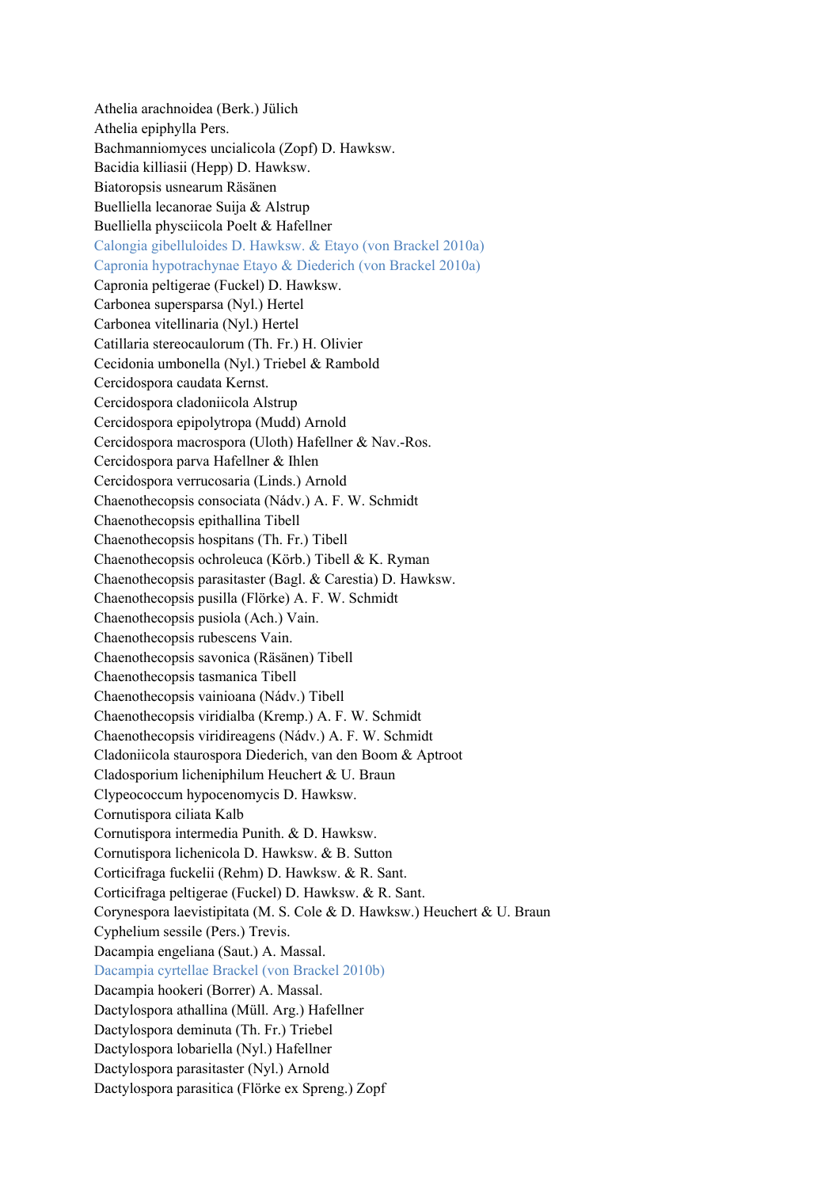Athelia arachnoidea (Berk.) Jülich
Athelia epiphylla Pers.
Bachmanniomyces uncialicola (Zopf) D. Hawksw.
Bacidia killiasii (Hepp) D. Hawksw.
Biatoropsis usnearum Räsänen
Buelliella lecanorae Suija & Alstrup
Buelliella physciicola Poelt & Hafellner
Calongia gibelluloides D. Hawksw. & Etayo (von Brackel 2010a)
Capronia hypotrachynae Etayo & Diederich (von Brackel 2010a)
Capronia peltigerae (Fuckel) D. Hawksw.
Carbonea supersparsa (Nyl.) Hertel
Carbonea vitellinaria (Nyl.) Hertel
Catillaria stereocaulorum (Th. Fr.) H. Olivier
Cecidonia umbonella (Nyl.) Triebel & Rambold
Cercidospora caudata Kernst.
Cercidospora cladoniicola Alstrup
Cercidospora epipolytropa (Mudd) Arnold
Cercidospora macrospora (Uloth) Hafellner & Nav.-Ros.
Cercidospora parva Hafellner & Ihlen
Cercidospora verrucosaria (Linds.) Arnold
Chaenothecopsis consociata (Nádv.) A. F. W. Schmidt
Chaenothecopsis epithallina Tibell
Chaenothecopsis hospitans (Th. Fr.) Tibell
Chaenothecopsis ochroleuca (Körb.) Tibell & K. Ryman
Chaenothecopsis parasitaster (Bagl. & Carestia) D. Hawksw.
Chaenothecopsis pusilla (Flörke) A. F. W. Schmidt
Chaenothecopsis pusiola (Ach.) Vain.
Chaenothecopsis rubescens Vain.
Chaenothecopsis savonica (Räsänen) Tibell
Chaenothecopsis tasmanica Tibell
Chaenothecopsis vainioana (Nádv.) Tibell
Chaenothecopsis viridialba (Kremp.) A. F. W. Schmidt
Chaenothecopsis viridireagens (Nádv.) A. F. W. Schmidt
Cladoniicola staurospora Diederich, van den Boom & Aptroot
Cladosporium licheniphilum Heuchert & U. Braun
Clypeococcum hypocenomycis D. Hawksw.
Cornutispora ciliata Kalb
Cornutispora intermedia Punith. & D. Hawksw.
Cornutispora lichenicola D. Hawksw. & B. Sutton
Corticifraga fuckelii (Rehm) D. Hawksw. & R. Sant.
Corticifraga peltigerae (Fuckel) D. Hawksw. & R. Sant.
Corynespora laevistipitata (M. S. Cole & D. Hawksw.) Heuchert & U. Braun
Cyphelium sessile (Pers.) Trevis.
Dacampia engeliana (Saut.) A. Massal.
Dacampia cyrtellae Brackel (von Brackel 2010b)
Dacampia hookeri (Borrer) A. Massal.
Dactylospora athallina (Müll. Arg.) Hafellner
Dactylospora deminuta (Th. Fr.) Triebel
Dactylospora lobariella (Nyl.) Hafellner
Dactylospora parasitaster (Nyl.) Arnold
Dactylospora parasitica (Flörke ex Spreng.) Zopf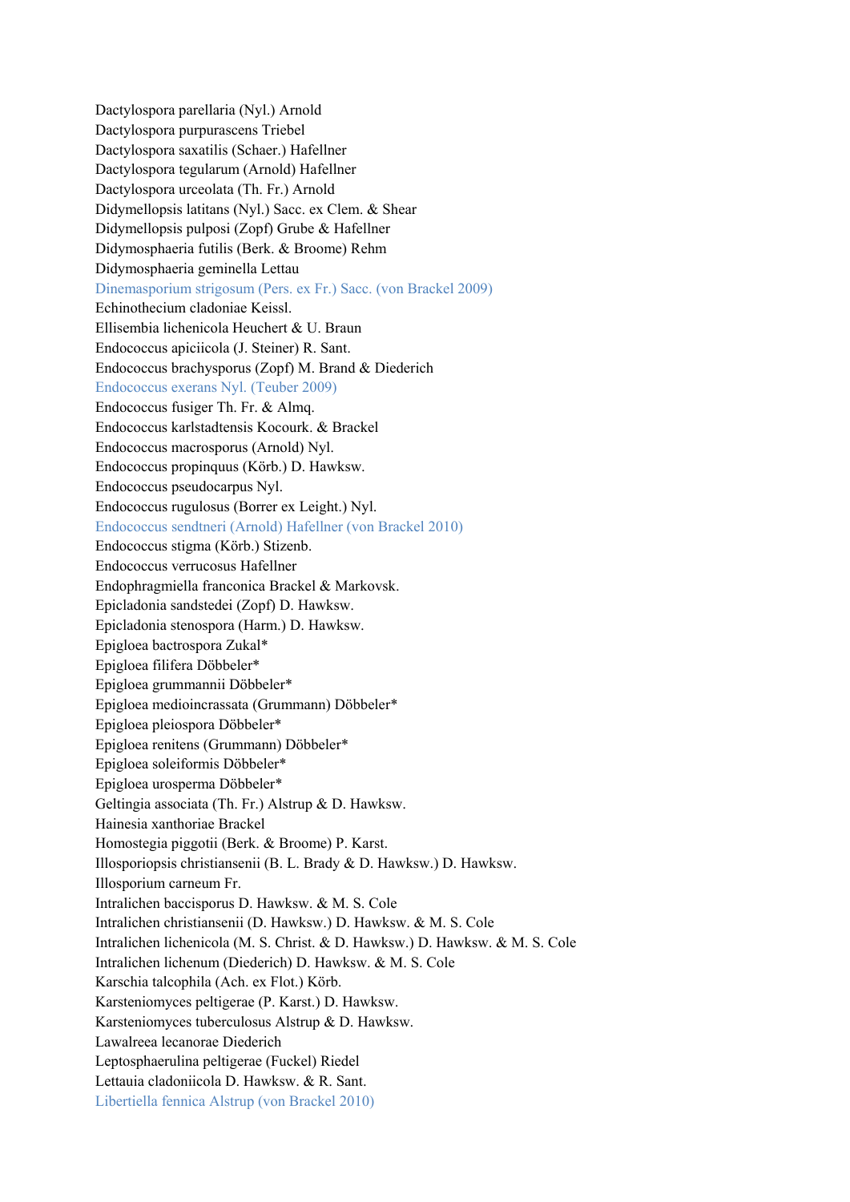Dactylospora parellaria (Nyl.) Arnold
Dactylospora purpurascens Triebel
Dactylospora saxatilis (Schaer.) Hafellner
Dactylospora tegularum (Arnold) Hafellner
Dactylospora urceolata (Th. Fr.) Arnold
Didymellopsis latitans (Nyl.) Sacc. ex Clem. & Shear
Didymellopsis pulposi (Zopf) Grube & Hafellner
Didymosphaeria futilis (Berk. & Broome) Rehm
Didymosphaeria geminella Lettau
Dinemasporium strigosum (Pers. ex Fr.) Sacc. (von Brackel 2009)
Echinothecium cladoniae Keissl.
Ellisembia lichenicola Heuchert & U. Braun
Endococcus apiciicola (J. Steiner) R. Sant.
Endococcus brachysporus (Zopf) M. Brand & Diederich
Endococcus exerans Nyl. (Teuber 2009)
Endococcus fusiger Th. Fr. & Almq.
Endococcus karlstadtensis Kocourk. & Brackel
Endococcus macrosporus (Arnold) Nyl.
Endococcus propinquus (Körb.) D. Hawksw.
Endococcus pseudocarpus Nyl.
Endococcus rugulosus (Borrer ex Leight.) Nyl.
Endococcus sendtneri (Arnold) Hafellner (von Brackel 2010)
Endococcus stigma (Körb.) Stizenb.
Endococcus verrucosus Hafellner
Endophragmiella franconica Brackel & Markovsk.
Epicladonia sandstedei (Zopf) D. Hawksw.
Epicladonia stenospora (Harm.) D. Hawksw.
Epigloea bactrospora Zukal*
Epigloea filifera Döbbeler*
Epigloea grummannii Döbbeler*
Epigloea medioincrassata (Grummann) Döbbeler*
Epigloea pleiospora Döbbeler*
Epigloea renitens (Grummann) Döbbeler*
Epigloea soleiformis Döbbeler*
Epigloea urosperma Döbbeler*
Geltingia associata (Th. Fr.) Alstrup & D. Hawksw.
Hainesia xanthoriae Brackel
Homostegia piggotii (Berk. & Broome) P. Karst.
Illosporiopsis christiansenii (B. L. Brady & D. Hawksw.) D. Hawksw.
Illosporium carneum Fr.
Intralichen baccisporus D. Hawksw. & M. S. Cole
Intralichen christiansenii (D. Hawksw.) D. Hawksw. & M. S. Cole
Intralichen lichenicola (M. S. Christ. & D. Hawksw.) D. Hawksw. & M. S. Cole
Intralichen lichenum (Diederich) D. Hawksw. & M. S. Cole
Karschia talcophila (Ach. ex Flot.) Körb.
Karsteniomyces peltigerae (P. Karst.) D. Hawksw.
Karsteniomyces tuberculosus Alstrup & D. Hawksw.
Lawalreea lecanorae Diederich
Leptosphaerulina peltigerae (Fuckel) Riedel
Lettauia cladoniicola D. Hawksw. & R. Sant.
Libertiella fennica Alstrup (von Brackel 2010)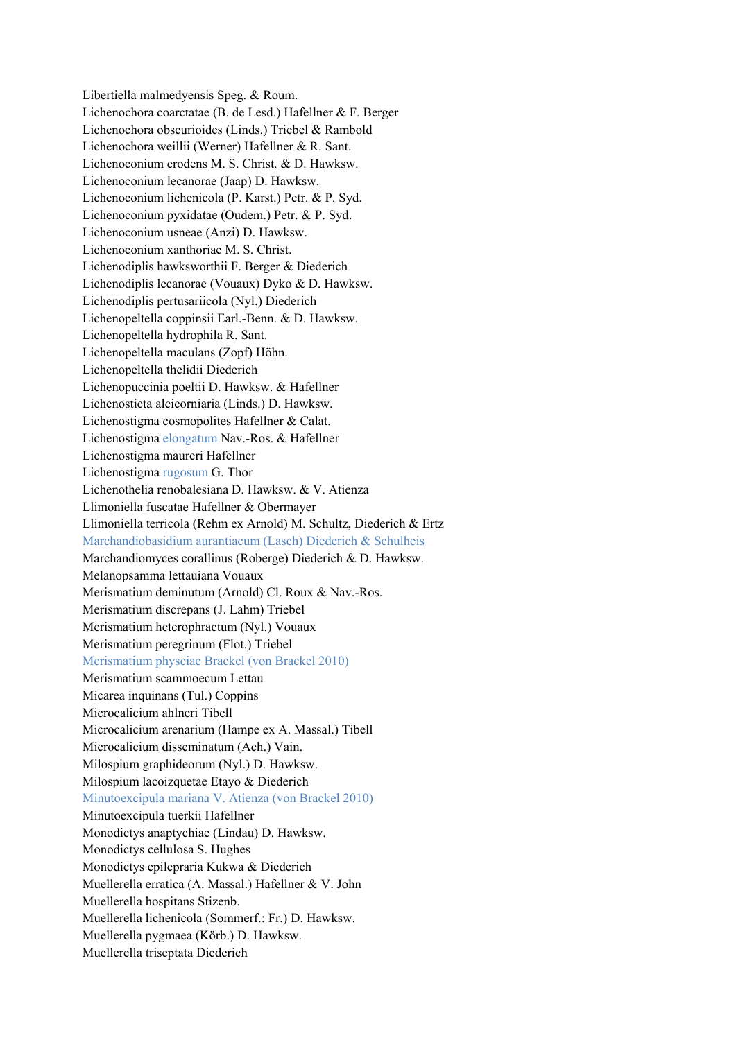Libertiella malmedyensis Speg. & Roum.
Lichenochora coarctatae (B. de Lesd.) Hafellner & F. Berger
Lichenochora obscurioides (Linds.) Triebel & Rambold
Lichenochora weillii (Werner) Hafellner & R. Sant.
Lichenoconium erodens M. S. Christ. & D. Hawksw.
Lichenoconium lecanorae (Jaap) D. Hawksw.
Lichenoconium lichenicola (P. Karst.) Petr. & P. Syd.
Lichenoconium pyxidatae (Oudem.) Petr. & P. Syd.
Lichenoconium usneae (Anzi) D. Hawksw.
Lichenoconium xanthoriae M. S. Christ.
Lichenodiplis hawksworthii F. Berger & Diederich
Lichenodiplis lecanorae (Vouaux) Dyko & D. Hawksw.
Lichenodiplis pertusariicola (Nyl.) Diederich
Lichenopeltella coppinsii Earl.-Benn. & D. Hawksw.
Lichenopeltella hydrophila R. Sant.
Lichenopeltella maculans (Zopf) Höhn.
Lichenopeltella thelidii Diederich
Lichenopuccinia poeltii D. Hawksw. & Hafellner
Lichenosticta alcicorniaria (Linds.) D. Hawksw.
Lichenostigma cosmopolites Hafellner & Calat.
Lichenostigma elongatum Nav.-Ros. & Hafellner
Lichenostigma maureri Hafellner
Lichenostigma rugosum G. Thor
Lichenothelia renobalesiana D. Hawksw. & V. Atienza
Llimoniella fuscatae Hafellner & Obermayer
Llimoniella terricola (Rehm ex Arnold) M. Schultz, Diederich & Ertz
Marchandiobasidium aurantiacum (Lasch) Diederich & Schulheis
Marchandiomyces corallinus (Roberge) Diederich & D. Hawksw.
Melanopsamma lettauiana Vouaux
Merismatium deminutum (Arnold) Cl. Roux & Nav.-Ros.
Merismatium discrepans (J. Lahm) Triebel
Merismatium heterophractum (Nyl.) Vouaux
Merismatium peregrinum (Flot.) Triebel
Merismatium physciae Brackel (von Brackel 2010)
Merismatium scammoecum Lettau
Micarea inquinans (Tul.) Coppins
Microcalicium ahlneri Tibell
Microcalicium arenarium (Hampe ex A. Massal.) Tibell
Microcalicium disseminatum (Ach.) Vain.
Milospium graphideorum (Nyl.) D. Hawksw.
Milospium lacoizquetae Etayo & Diederich
Minutoexcipula mariana V. Atienza (von Brackel 2010)
Minutoexcipula tuerkii Hafellner
Monodictys anaptychiae (Lindau) D. Hawksw.
Monodictys cellulosa S. Hughes
Monodictys epilepraria Kukwa & Diederich
Muellerella erratica (A. Massal.) Hafellner & V. John
Muellerella hospitans Stizenb.
Muellerella lichenicola (Sommerf.: Fr.) D. Hawksw.
Muellerella pygmaea (Körb.) D. Hawksw.
Muellerella triseptata Diederich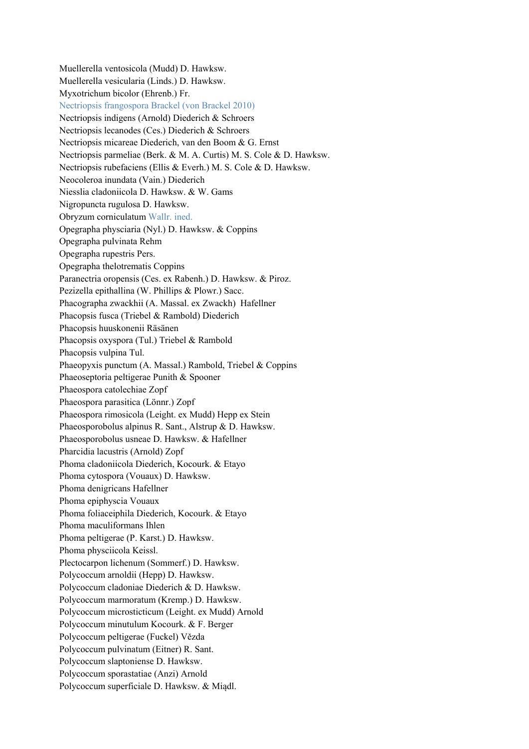Muellerella ventosicola (Mudd) D. Hawksw.
Muellerella vesicularia (Linds.) D. Hawksw.
Myxotrichum bicolor (Ehrenb.) Fr.
Nectriopsis frangospora Brackel (von Brackel 2010)
Nectriopsis indigens (Arnold) Diederich & Schroers
Nectriopsis lecanodes (Ces.) Diederich & Schroers
Nectriopsis micareae Diederich, van den Boom & G. Ernst
Nectriopsis parmeliae (Berk. & M. A. Curtis) M. S. Cole & D. Hawksw.
Nectriopsis rubefaciens (Ellis & Everh.) M. S. Cole & D. Hawksw.
Neocoleroa inundata (Vain.) Diederich
Niesslia cladoniicola D. Hawksw. & W. Gams
Nigropuncta rugulosa D. Hawksw.
Obryzum corniculatum Wallr. ined.
Opegrapha physciaria (Nyl.) D. Hawksw. & Coppins
Opegrapha pulvinata Rehm
Opegrapha rupestris Pers.
Opegrapha thelotrematis Coppins
Paranectria oropensis (Ces. ex Rabenh.) D. Hawksw. & Piroz.
Pezizella epithallina (W. Phillips & Plowr.) Sacc.
Phacographa zwackhii (A. Massal. ex Zwackh) Hafellner
Phacopsis fusca (Triebel & Rambold) Diederich
Phacopsis huuskonenii Räsänen
Phacopsis oxyspora (Tul.) Triebel & Rambold
Phacopsis vulpina Tul.
Phaeopyxis punctum (A. Massal.) Rambold, Triebel & Coppins
Phaeoseptoria peltigerae Punith & Spooner
Phaeospora catolechiae Zopf
Phaeospora parasitica (Lönnr.) Zopf
Phaeospora rimosicola (Leight. ex Mudd) Hepp ex Stein
Phaeosporobolus alpinus R. Sant., Alstrup & D. Hawksw.
Phaeosporobolus usneae D. Hawksw. & Hafellner
Pharcidia lacustris (Arnold) Zopf
Phoma cladoniicola Diederich, Kocourk. & Etayo
Phoma cytospora (Vouaux) D. Hawksw.
Phoma denigricans Hafellner
Phoma epiphyscia Vouaux
Phoma foliaceiphila Diederich, Kocourk. & Etayo
Phoma maculiformans Ihlen
Phoma peltigerae (P. Karst.) D. Hawksw.
Phoma physciicola Keissl.
Plectocarpon lichenum (Sommerf.) D. Hawksw.
Polycoccum arnoldii (Hepp) D. Hawksw.
Polycoccum cladoniae Diederich & D. Hawksw.
Polycoccum marmoratum (Kremp.) D. Hawksw.
Polycoccum microsticticum (Leight. ex Mudd) Arnold
Polycoccum minutulum Kocourk. & F. Berger
Polycoccum peltigerae (Fuckel) Vězda
Polycoccum pulvinatum (Eitner) R. Sant.
Polycoccum slaptoniense D. Hawksw.
Polycoccum sporastatiae (Anzi) Arnold
Polycoccum superficiale D. Hawksw. & Miądl.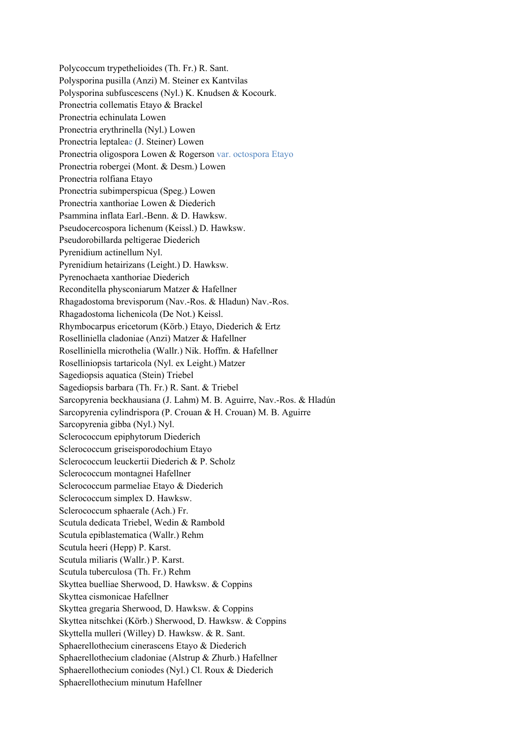Polycoccum trypethelioides (Th. Fr.) R. Sant.
Polysporina pusilla (Anzi) M. Steiner ex Kantvilas
Polysporina subfuscescens (Nyl.) K. Knudsen & Kocourk.
Pronectria collematis Etayo & Brackel
Pronectria echinulata Lowen
Pronectria erythrinella (Nyl.) Lowen
Pronectria leptaleae (J. Steiner) Lowen
Pronectria oligospora Lowen & Rogerson var. octospora Etayo
Pronectria robergei (Mont. & Desm.) Lowen
Pronectria rolfiana Etayo
Pronectria subimperspicua (Speg.) Lowen
Pronectria xanthoriae Lowen & Diederich
Psammina inflata Earl.-Benn. & D. Hawksw.
Pseudocercospora lichenum (Keissl.) D. Hawksw.
Pseudorobillarda peltigerae Diederich
Pyrenidium actinellum Nyl.
Pyrenidium hetairizans (Leight.) D. Hawksw.
Pyrenochaeta xanthoriae Diederich
Reconditella physconiarum Matzer & Hafellner
Rhagadostoma brevisporum (Nav.-Ros. & Hladun) Nav.-Ros.
Rhagadostoma lichenicola (De Not.) Keissl.
Rhymbocarpus ericetorum (Körb.) Etayo, Diederich & Ertz
Roselliniella cladoniae (Anzi) Matzer & Hafellner
Roselliniella microthelia (Wallr.) Nik. Hoffm. & Hafellner
Roselliniopsis tartaricola (Nyl. ex Leight.) Matzer
Sagediopsis aquatica (Stein) Triebel
Sagediopsis barbara (Th. Fr.) R. Sant. & Triebel
Sarcopyrenia beckhausiana (J. Lahm) M. B. Aguirre, Nav.-Ros. & Hladún
Sarcopyrenia cylindrispora (P. Crouan & H. Crouan) M. B. Aguirre
Sarcopyrenia gibba (Nyl.) Nyl.
Sclerococcum epiphytorum Diederich
Sclerococcum griseisporodochium Etayo
Sclerococcum leuckertii Diederich & P. Scholz
Sclerococcum montagnei Hafellner
Sclerococcum parmeliae Etayo & Diederich
Sclerococcum simplex D. Hawksw.
Sclerococcum sphaerale (Ach.) Fr.
Scutula dedicata Triebel, Wedin & Rambold
Scutula epiblastematica (Wallr.) Rehm
Scutula heeri (Hepp) P. Karst.
Scutula miliaris (Wallr.) P. Karst.
Scutula tuberculosa (Th. Fr.) Rehm
Skyttea buelliae Sherwood, D. Hawksw. & Coppins
Skyttea cismonicae Hafellner
Skyttea gregaria Sherwood, D. Hawksw. & Coppins
Skyttea nitschkei (Körb.) Sherwood, D. Hawksw. & Coppins
Skyttella mulleri (Willey) D. Hawksw. & R. Sant.
Sphaerellothecium cinerascens Etayo & Diederich
Sphaerellothecium cladoniae (Alstrup & Zhurb.) Hafellner
Sphaerellothecium coniodes (Nyl.) Cl. Roux & Diederich
Sphaerellothecium minutum Hafellner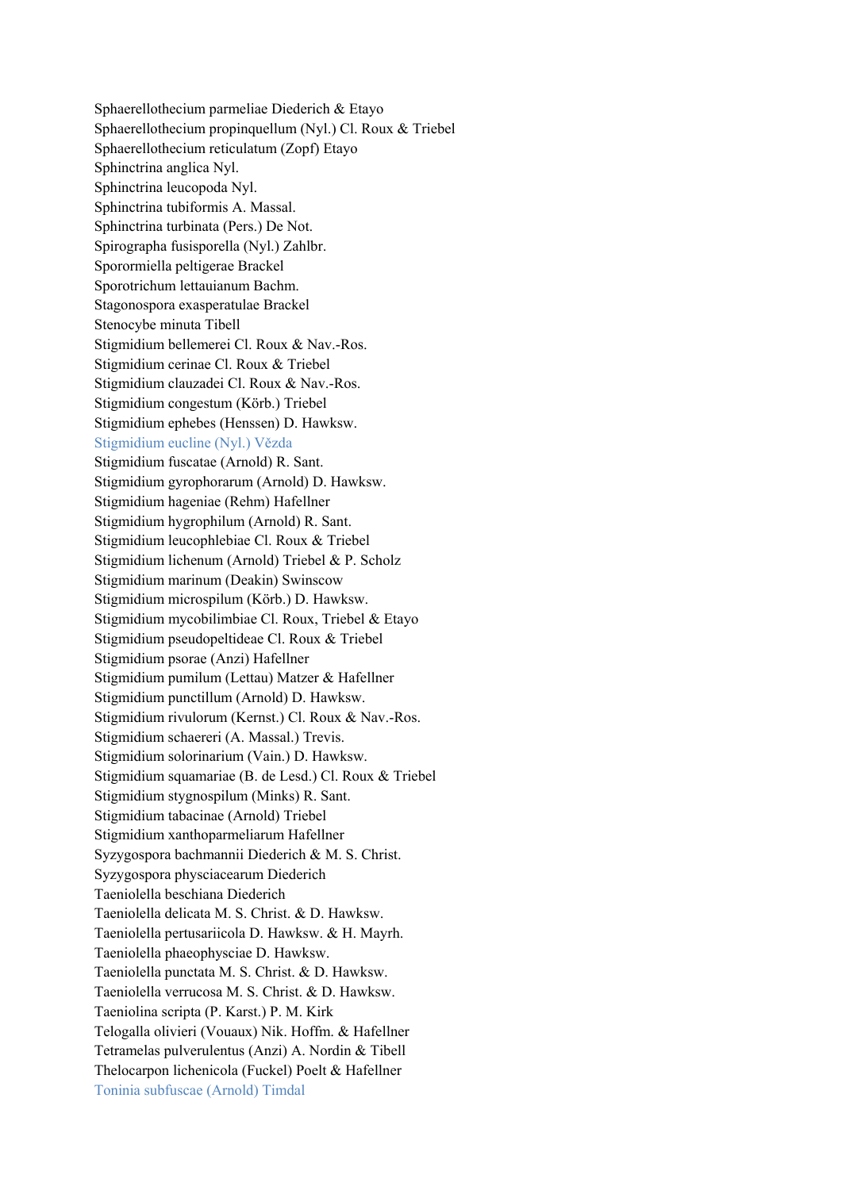Sphaerellothecium parmeliae Diederich & Etayo
Sphaerellothecium propinquellum (Nyl.) Cl. Roux & Triebel
Sphaerellothecium reticulatum (Zopf) Etayo
Sphinctrina anglica Nyl.
Sphinctrina leucopoda Nyl.
Sphinctrina tubiformis A. Massal.
Sphinctrina turbinata (Pers.) De Not.
Spirographa fusisporella (Nyl.) Zahlbr.
Sporormiella peltigerae Brackel
Sporotrichum lettauianum Bachm.
Stagonospora exasperatulae Brackel
Stenocybe minuta Tibell
Stigmidium bellemerei Cl. Roux & Nav.-Ros.
Stigmidium cerinae Cl. Roux & Triebel
Stigmidium clauzadei Cl. Roux & Nav.-Ros.
Stigmidium congestum (Körb.) Triebel
Stigmidium ephebes (Henssen) D. Hawksw.
Stigmidium eucline (Nyl.) Vězda
Stigmidium fuscatae (Arnold) R. Sant.
Stigmidium gyrophorarum (Arnold) D. Hawksw.
Stigmidium hageniae (Rehm) Hafellner
Stigmidium hygrophilum (Arnold) R. Sant.
Stigmidium leucophlebiae Cl. Roux & Triebel
Stigmidium lichenum (Arnold) Triebel & P. Scholz
Stigmidium marinum (Deakin) Swinscow
Stigmidium microspilum (Körb.) D. Hawksw.
Stigmidium mycobilimbiae Cl. Roux, Triebel & Etayo
Stigmidium pseudopeltideae Cl. Roux & Triebel
Stigmidium psorae (Anzi) Hafellner
Stigmidium pumilum (Lettau) Matzer & Hafellner
Stigmidium punctillum (Arnold) D. Hawksw.
Stigmidium rivulorum (Kernst.) Cl. Roux & Nav.-Ros.
Stigmidium schaereri (A. Massal.) Trevis.
Stigmidium solorinarium (Vain.) D. Hawksw.
Stigmidium squamariae (B. de Lesd.) Cl. Roux & Triebel
Stigmidium stygnospilum (Minks) R. Sant.
Stigmidium tabacinae (Arnold) Triebel
Stigmidium xanthoparmeliarum Hafellner
Syzygospora bachmannii Diederich & M. S. Christ.
Syzygospora physciacearum Diederich
Taeniolella beschiana Diederich
Taeniolella delicata M. S. Christ. & D. Hawksw.
Taeniolella pertusariicola D. Hawksw. & H. Mayrh.
Taeniolella phaeophysciae D. Hawksw.
Taeniolella punctata M. S. Christ. & D. Hawksw.
Taeniolella verrucosa M. S. Christ. & D. Hawksw.
Taeniolina scripta (P. Karst.) P. M. Kirk
Telogalla olivieri (Vouaux) Nik. Hoffm. & Hafellner
Tetramelas pulverulentus (Anzi) A. Nordin & Tibell
Thelocarpon lichenicola (Fuckel) Poelt & Hafellner
Toninia subfuscae (Arnold) Timdal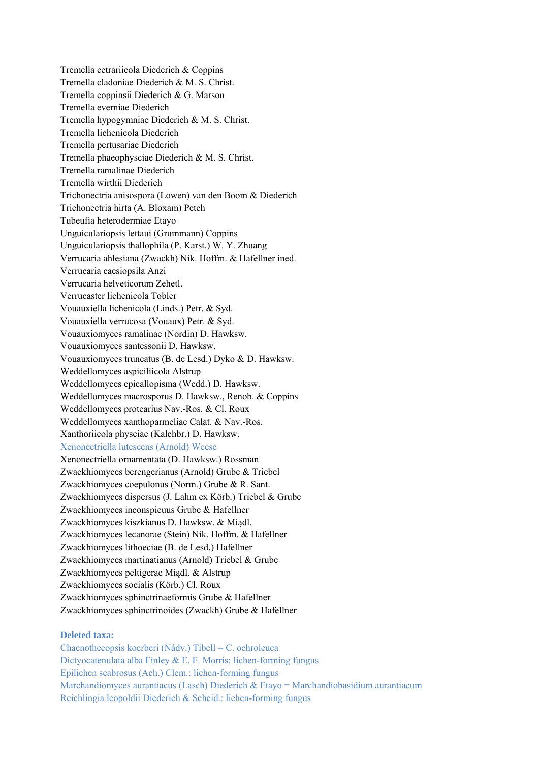Tremella cetrariicola Diederich & Coppins
Tremella cladoniae Diederich & M. S. Christ.
Tremella coppinsii Diederich & G. Marson
Tremella everniae Diederich
Tremella hypogymniae Diederich & M. S. Christ.
Tremella lichenicola Diederich
Tremella pertusariae Diederich
Tremella phaeophysciae Diederich & M. S. Christ.
Tremella ramalinae Diederich
Tremella wirthii Diederich
Trichonectria anisospora (Lowen) van den Boom & Diederich
Trichonectria hirta (A. Bloxam) Petch
Tubeufia heterodermiae Etayo
Unguiculariopsis lettaui (Grummann) Coppins
Unguiculariopsis thallophila (P. Karst.) W. Y. Zhuang
Verrucaria ahlesiana (Zwackh) Nik. Hoffm. & Hafellner ined.
Verrucaria caesiopsila Anzi
Verrucaria helveticorum Zehetl.
Verrucaster lichenicola Tobler
Vouauxiella lichenicola (Linds.) Petr. & Syd.
Vouauxiella verrucosa (Vouaux) Petr. & Syd.
Vouauxiomyces ramalinae (Nordin) D. Hawksw.
Vouauxiomyces santessonii D. Hawksw.
Vouauxiomyces truncatus (B. de Lesd.) Dyko & D. Hawksw.
Weddellomyces aspiciliicola Alstrup
Weddellomyces epicallopisma (Wedd.) D. Hawksw.
Weddellomyces macrosporus D. Hawksw., Renob. & Coppins
Weddellomyces protearius Nav.-Ros. & Cl. Roux
Weddellomyces xanthoparmeliae Calat. & Nav.-Ros.
Xanthoriicola physciae (Kalchbr.) D. Hawksw.
Xenonectriella lutescens (Arnold) Weese
Xenonectriella ornamentata (D. Hawksw.) Rossman
Zwackhiomyces berengerianus (Arnold) Grube & Triebel
Zwackhiomyces coepulonus (Norm.) Grube & R. Sant.
Zwackhiomyces dispersus (J. Lahm ex Körb.) Triebel & Grube
Zwackhiomyces inconspicuus Grube & Hafellner
Zwackhiomyces kiszkianus D. Hawksw. & Miądl.
Zwackhiomyces lecanorae (Stein) Nik. Hoffm. & Hafellner
Zwackhiomyces lithoeciae (B. de Lesd.) Hafellner
Zwackhiomyces martinatianus (Arnold) Triebel & Grube
Zwackhiomyces peltigerae Miądl. & Alstrup
Zwackhiomyces socialis (Körb.) Cl. Roux
Zwackhiomyces sphinctrinaeformis Grube & Hafellner
Zwackhiomyces sphinctrinoides (Zwackh) Grube & Hafellner

**Deleted taxa:**

Chaenothecopsis koerberi (Nádv.) Tibell = C. ochroleuca
Dictyocatenulata alba Finley & E. F. Morris: lichen-forming fungus
Epilichen scabrosus (Ach.) Clem.: lichen-forming fungus
Marchandiomyces aurantiacus (Lasch) Diederich & Etayo = Marchandiobasidium aurantiacum
Reichlingia leopoldii Diederich & Scheid.: lichen-forming fungus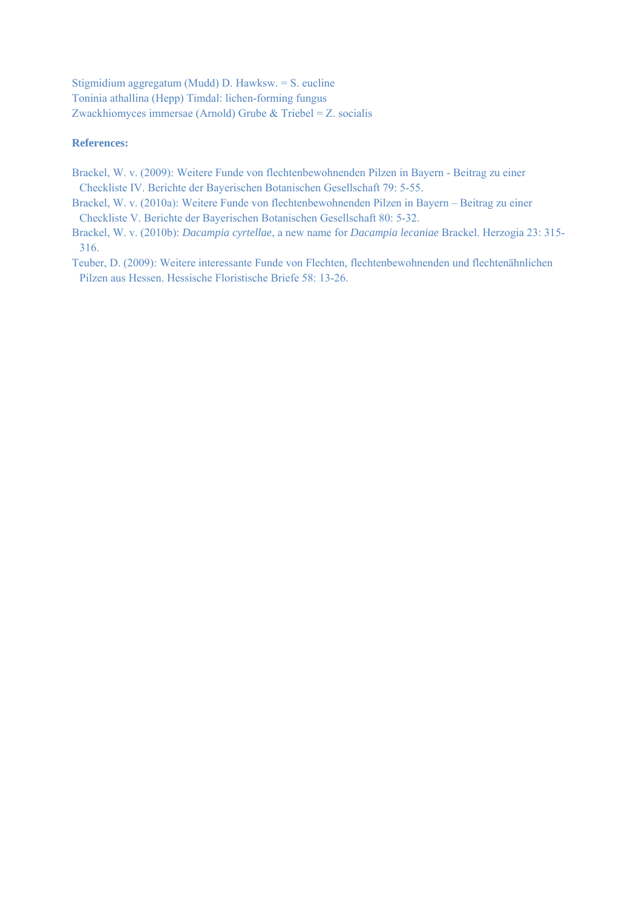Stigmidium aggregatum (Mudd) D. Hawksw. = S. eucline
Toninia athallina (Hepp) Timdal: lichen-forming fungus
Zwackhiomyces immersae (Arnold) Grube & Triebel = Z. socialis

**References:**

Brackel, W. v. (2009): Weitere Funde von flechtenbewohnenden Pilzen in Bayern - Beitrag zu einer Checkliste IV. Berichte der Bayerischen Botanischen Gesellschaft 79: 5-55.

Brackel, W. v. (2010a): Weitere Funde von flechtenbewohnenden Pilzen in Bayern – Beitrag zu einer Checkliste V. Berichte der Bayerischen Botanischen Gesellschaft 80: 5-32.

Brackel, W. v. (2010b): *Dacampia cyrtellae*, a new name for *Dacampia lecaniae* Brackel. Herzogia 23: 315-316.

Teuber, D. (2009): Weitere interessante Funde von Flechten, flechtenbewohnenden und flechtenähnlichen Pilzen aus Hessen. Hessische Floristische Briefe 58: 13-26.